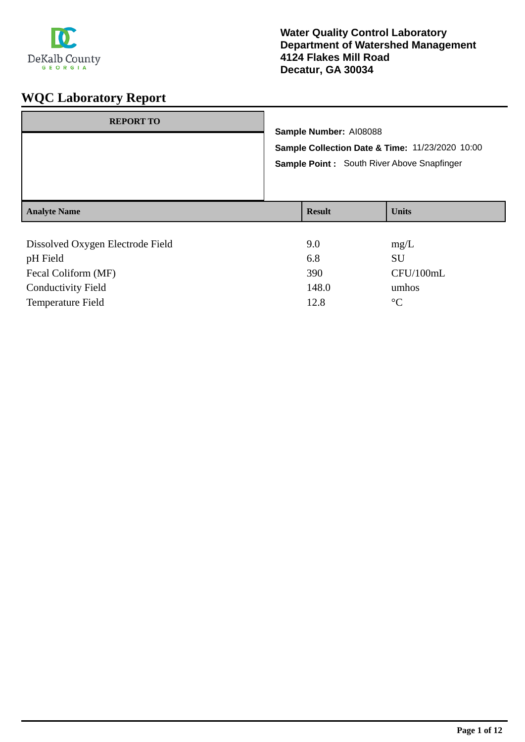**Water Quality Control Laboratory**
**Department of Watershed Management**
**4124 Flakes Mill Road**
**Decatur, GA 30034**

# WQC Laboratory Report

| REPORT TO |
|---|
| |

**Sample Number:** AI08088

**Sample Collection Date & Time:** 11/23/2020 10:00

**Sample Point :** South River Above Snapfinger

| Analyte Name | Result | Units |
|---|---|---|
| Dissolved Oxygen Electrode Field | 9.0 | mg/L |
| pH Field | 6.8 | SU |
| Fecal Coliform (MF) | 390 | CFU/100mL |
| Conductivity Field | 148.0 | umhos |
| Temperature Field | 12.8 | °C |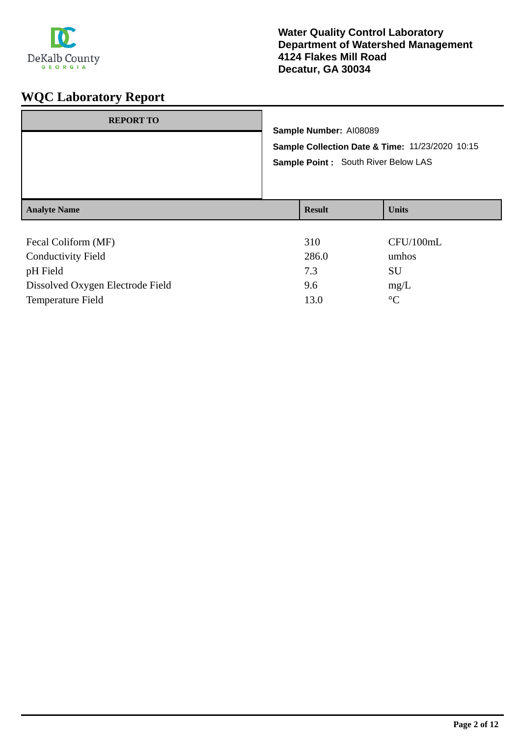DeKalb County
GEORGIA

**Water Quality Control Laboratory**
**Department of Watershed Management**
**4124 Flakes Mill Road**
**Decatur, GA 30034**

# WQC Laboratory Report

| REPORT TO |
|---|
| |

**Sample Number:** AI08089

**Sample Collection Date & Time:** 11/23/2020 10:15

**Sample Point :** South River Below LAS

| Analyte Name | Result | Units |
|---|---|---|
| Fecal Coliform (MF) | 310 | CFU/100mL |
| Conductivity Field | 286.0 | umhos |
| pH Field | 7.3 | SU |
| Dissolved Oxygen Electrode Field | 9.6 | mg/L |
| Temperature Field | 13.0 | °C |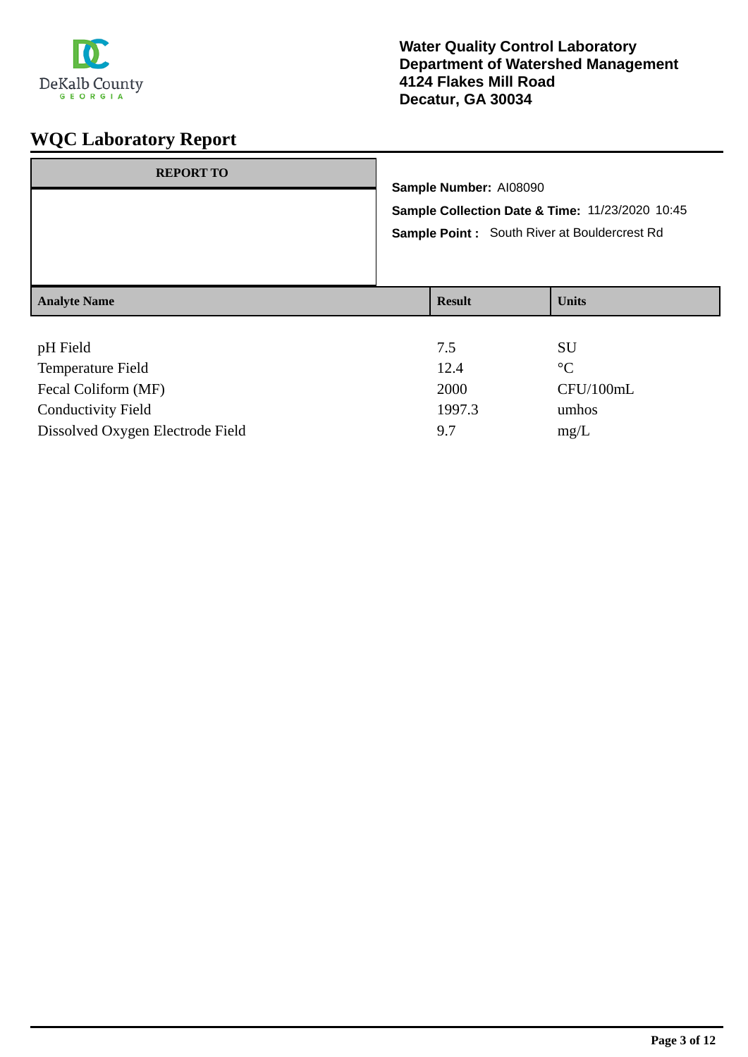DeKalb County
GEORGIA

**Water Quality Control Laboratory**
**Department of Watershed Management**
**4124 Flakes Mill Road**
**Decatur, GA 30034**

# WQC Laboratory Report

| REPORT TO |
|---|
| |

**Sample Number:** AI08090

**Sample Collection Date & Time:** 11/23/2020 10:45

**Sample Point :** South River at Bouldercrest Rd

| Analyte Name | Result | Units |
|---|---|---|
| pH Field | 7.5 | SU |
| Temperature Field | 12.4 | °C |
| Fecal Coliform (MF) | 2000 | CFU/100mL |
| Conductivity Field | 1997.3 | umhos |
| Dissolved Oxygen Electrode Field | 9.7 | mg/L |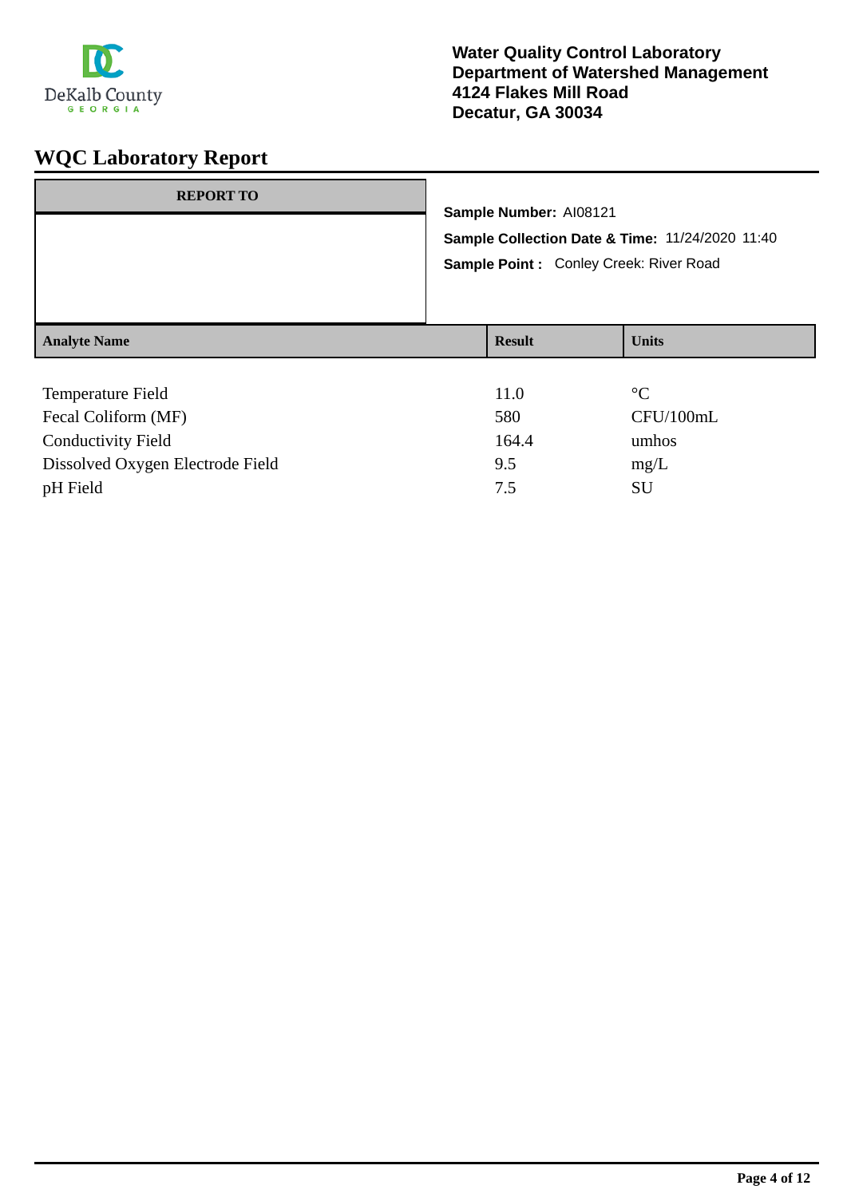Water Quality Control Laboratory
Department of Watershed Management
4124 Flakes Mill Road
Decatur, GA 30034

# WQC Laboratory Report

| REPORT TO |
| --- |
| |

**Sample Number:** AI08121

**Sample Collection Date & Time:** 11/24/2020 11:40

**Sample Point :** Conley Creek: River Road

| Analyte Name | Result | Units |
| --- | --- | --- |
| Temperature Field | 11.0 | °C |
| Fecal Coliform (MF) | 580 | CFU/100mL |
| Conductivity Field | 164.4 | umhos |
| Dissolved Oxygen Electrode Field | 9.5 | mg/L |
| pH Field | 7.5 | SU |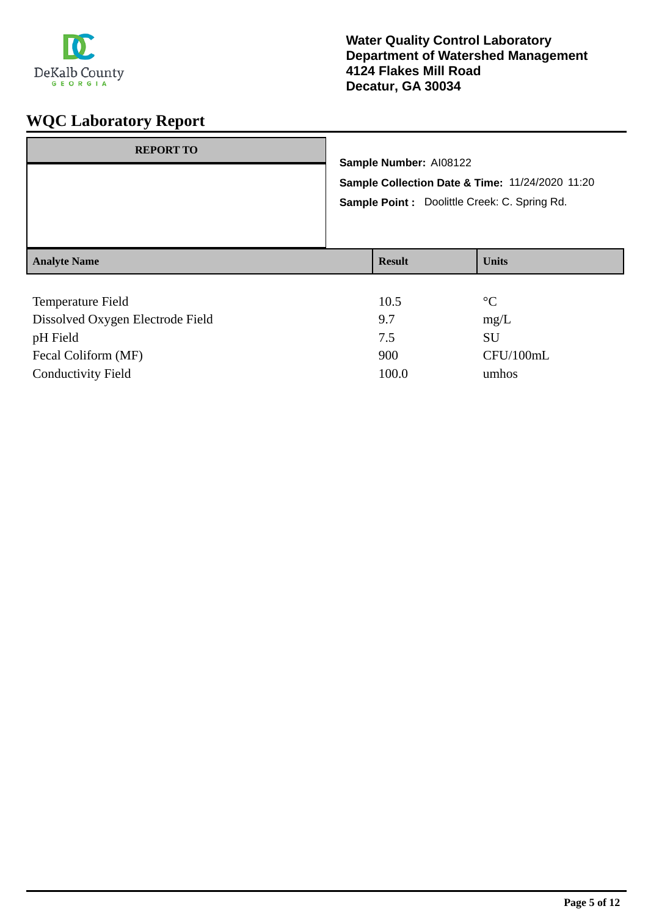**Water Quality Control Laboratory**
**Department of Watershed Management**
**4124 Flakes Mill Road**
**Decatur, GA 30034**

# WQC Laboratory Report

| REPORT TO |
|---|
| |

**Sample Number:** AI08122

**Sample Collection Date & Time:** 11/24/2020 11:20

**Sample Point :** Doolittle Creek: C. Spring Rd.

| Analyte Name | Result | Units |
|---|---|---|
| Temperature Field | 10.5 | °C |
| Dissolved Oxygen Electrode Field | 9.7 | mg/L |
| pH Field | 7.5 | SU |
| Fecal Coliform (MF) | 900 | CFU/100mL |
| Conductivity Field | 100.0 | umhos |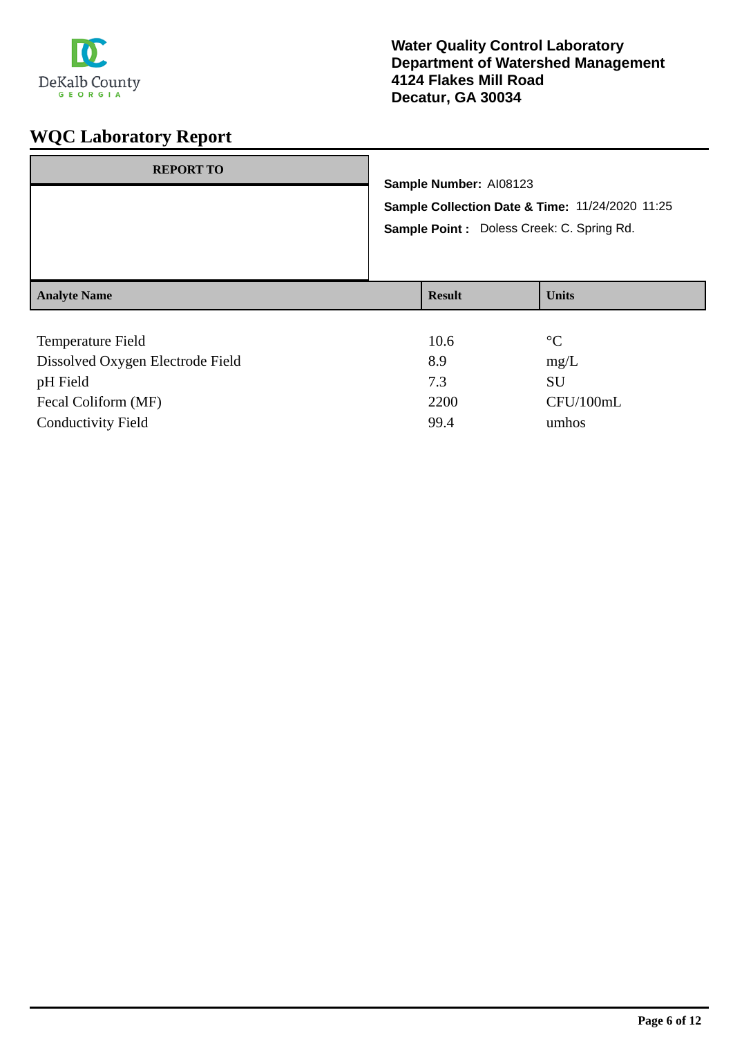DeKalb County
GEORGIA

**Water Quality Control Laboratory**
**Department of Watershed Management**
**4124 Flakes Mill Road**
**Decatur, GA 30034**

# WQC Laboratory Report

| REPORT TO |
|---|
| |

**Sample Number:** AI08123

**Sample Collection Date & Time:** 11/24/2020 11:25

**Sample Point :** Doless Creek: C. Spring Rd.

| Analyte Name | Result | Units |
|---|---|---|
| Temperature Field | 10.6 | °C |
| Dissolved Oxygen Electrode Field | 8.9 | mg/L |
| pH Field | 7.3 | SU |
| Fecal Coliform (MF) | 2200 | CFU/100mL |
| Conductivity Field | 99.4 | umhos |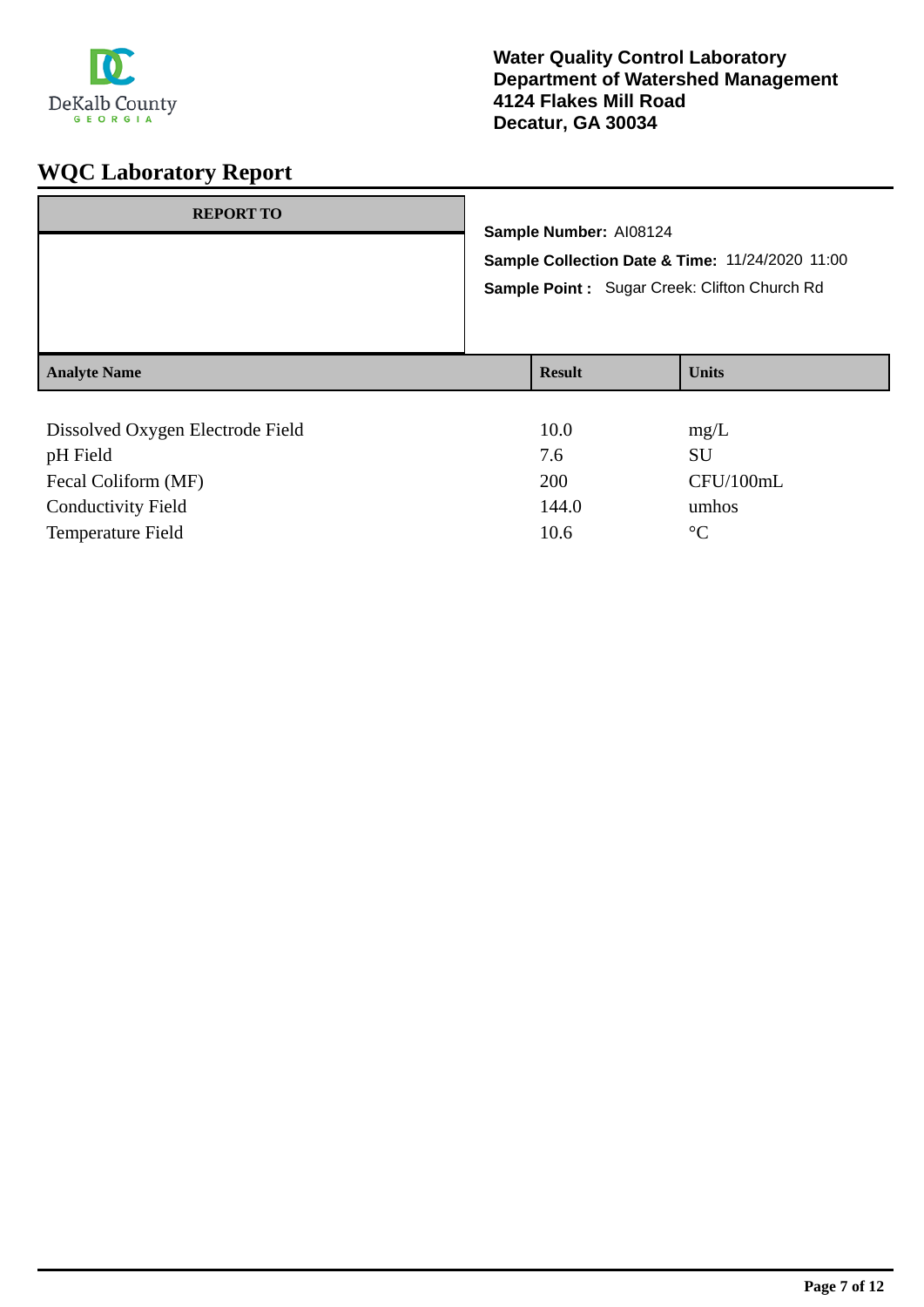DeKalb County
GEORGIA

**Water Quality Control Laboratory**
**Department of Watershed Management**
**4124 Flakes Mill Road**
**Decatur, GA 30034**

# WQC Laboratory Report

| REPORT TO |
| --- |
| |

**Sample Number:** AI08124

**Sample Collection Date & Time:** 11/24/2020 11:00

**Sample Point :** Sugar Creek: Clifton Church Rd

| Analyte Name | Result | Units |
| --- | --- | --- |
| Dissolved Oxygen Electrode Field | 10.0 | mg/L |
| pH Field | 7.6 | SU |
| Fecal Coliform (MF) | 200 | CFU/100mL |
| Conductivity Field | 144.0 | umhos |
| Temperature Field | 10.6 | °C |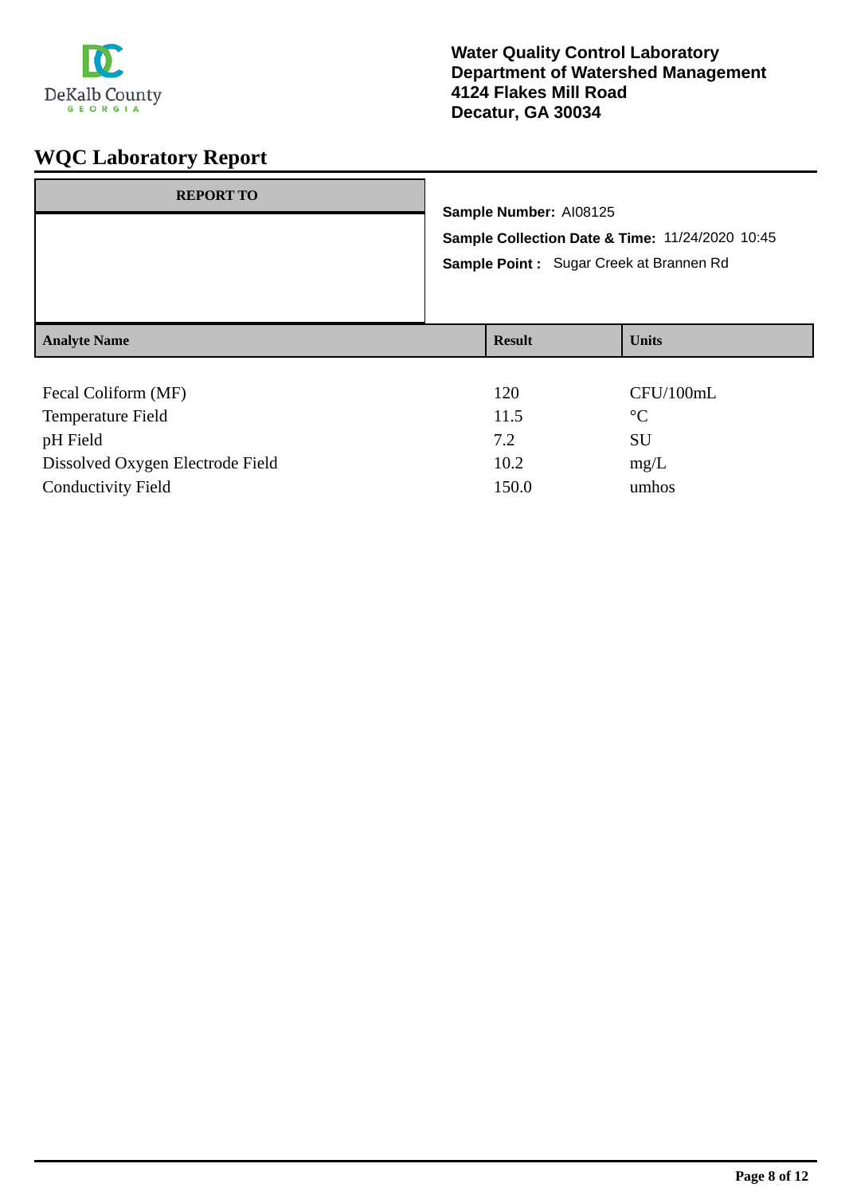DeKalb County
GEORGIA

**Water Quality Control Laboratory**
**Department of Watershed Management**
**4124 Flakes Mill Road**
**Decatur, GA 30034**

# WQC Laboratory Report

| REPORT TO |
|---|
| |

**Sample Number:** AI08125

**Sample Collection Date & Time:** 11/24/2020 10:45

**Sample Point :** Sugar Creek at Brannen Rd

| Analyte Name | Result | Units |
|---|---|---|
| Fecal Coliform (MF) | 120 | CFU/100mL |
| Temperature Field | 11.5 | °C |
| pH Field | 7.2 | SU |
| Dissolved Oxygen Electrode Field | 10.2 | mg/L |
| Conductivity Field | 150.0 | umhos |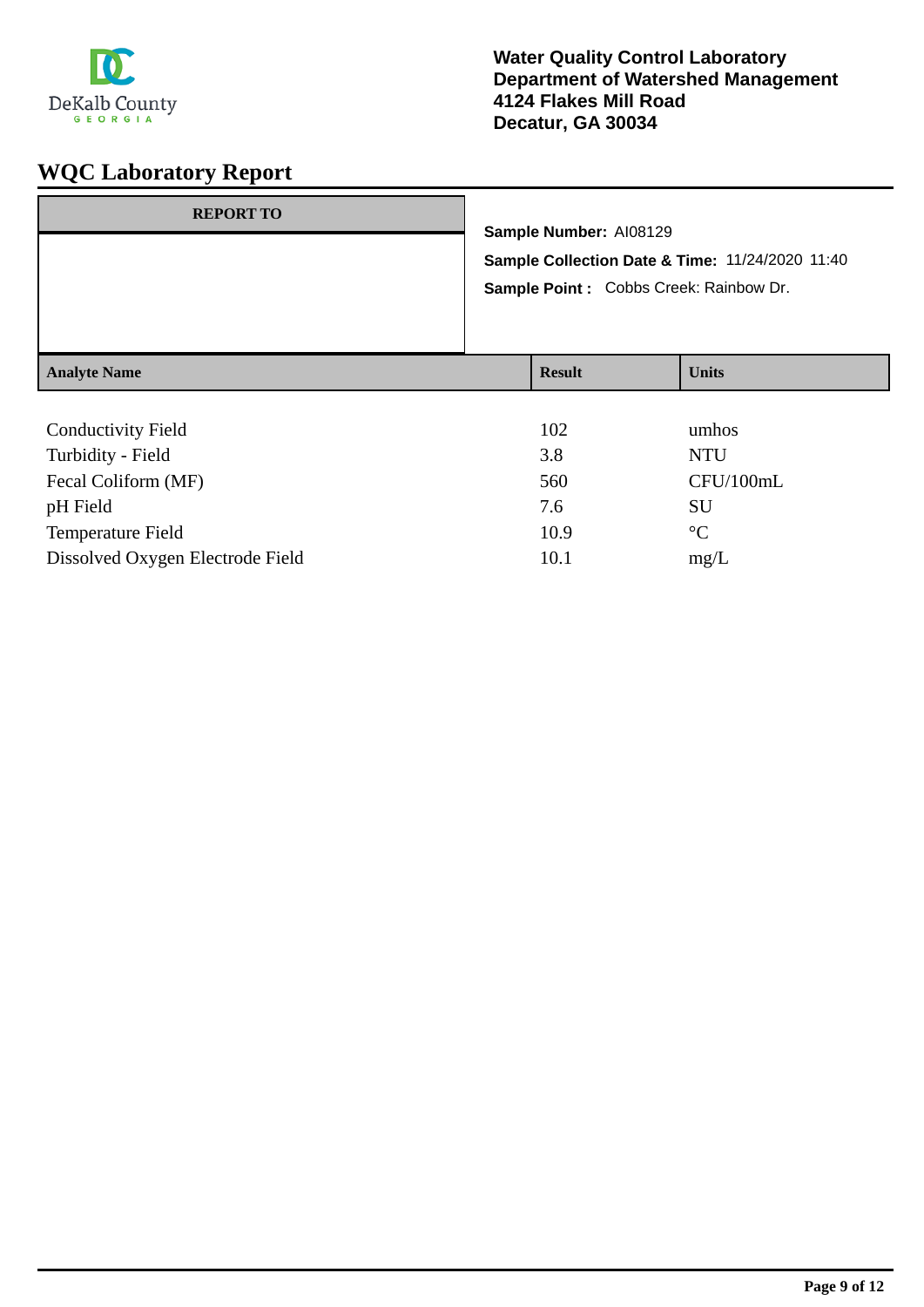DeKalb County
GEORGIA

**Water Quality Control Laboratory**
**Department of Watershed Management**
**4124 Flakes Mill Road**
**Decatur, GA 30034**

# WQC Laboratory Report

| REPORT TO |
|---|
| |

**Sample Number:** AI08129

**Sample Collection Date & Time:** 11/24/2020 11:40

**Sample Point :** Cobbs Creek: Rainbow Dr.

| Analyte Name | Result | Units |
|---|---|---|
| Conductivity Field | 102 | umhos |
| Turbidity - Field | 3.8 | NTU |
| Fecal Coliform (MF) | 560 | CFU/100mL |
| pH Field | 7.6 | SU |
| Temperature Field | 10.9 | °C |
| Dissolved Oxygen Electrode Field | 10.1 | mg/L |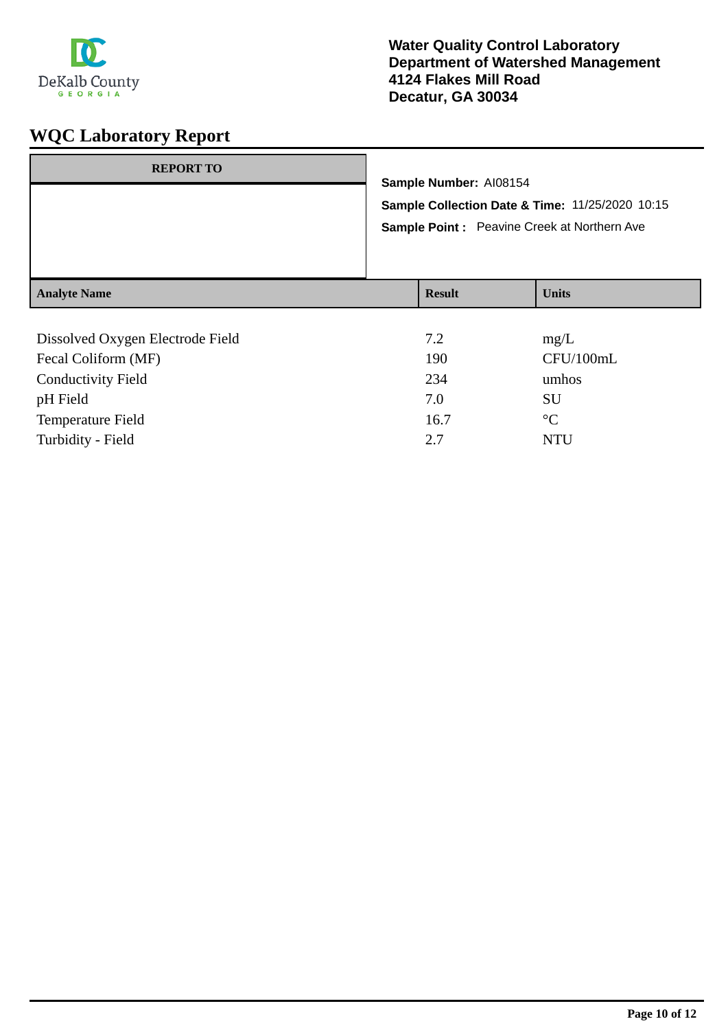DeKalb County
GEORGIA

**Water Quality Control Laboratory**
**Department of Watershed Management**
**4124 Flakes Mill Road**
**Decatur, GA 30034**

# WQC Laboratory Report

| REPORT TO |
|---|
| |

**Sample Number:** AI08154

**Sample Collection Date & Time:** 11/25/2020 10:15

**Sample Point :** Peavine Creek at Northern Ave

| Analyte Name | Result | Units |
|---|---|---|
| Dissolved Oxygen Electrode Field | 7.2 | mg/L |
| Fecal Coliform (MF) | 190 | CFU/100mL |
| Conductivity Field | 234 | umhos |
| pH Field | 7.0 | SU |
| Temperature Field | 16.7 | °C |
| Turbidity - Field | 2.7 | NTU |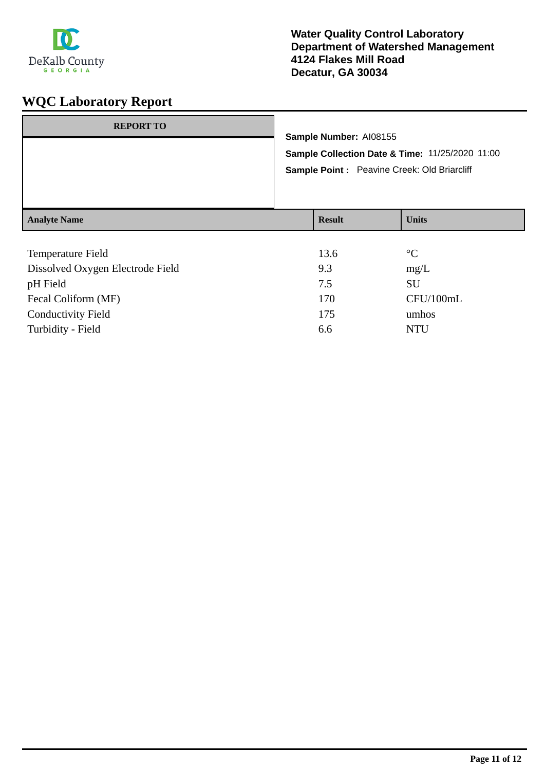DeKalb County
GEORGIA

**Water Quality Control Laboratory**
**Department of Watershed Management**
**4124 Flakes Mill Road**
**Decatur, GA 30034**

# WQC Laboratory Report

| REPORT TO |
| --- |
| |

**Sample Number:** AI08155

**Sample Collection Date & Time:** 11/25/2020 11:00

**Sample Point :** Peavine Creek: Old Briarcliff

| Analyte Name | Result | Units |
| --- | --- | --- |
| Temperature Field | 13.6 | °C |
| Dissolved Oxygen Electrode Field | 9.3 | mg/L |
| pH Field | 7.5 | SU |
| Fecal Coliform (MF) | 170 | CFU/100mL |
| Conductivity Field | 175 | umhos |
| Turbidity - Field | 6.6 | NTU |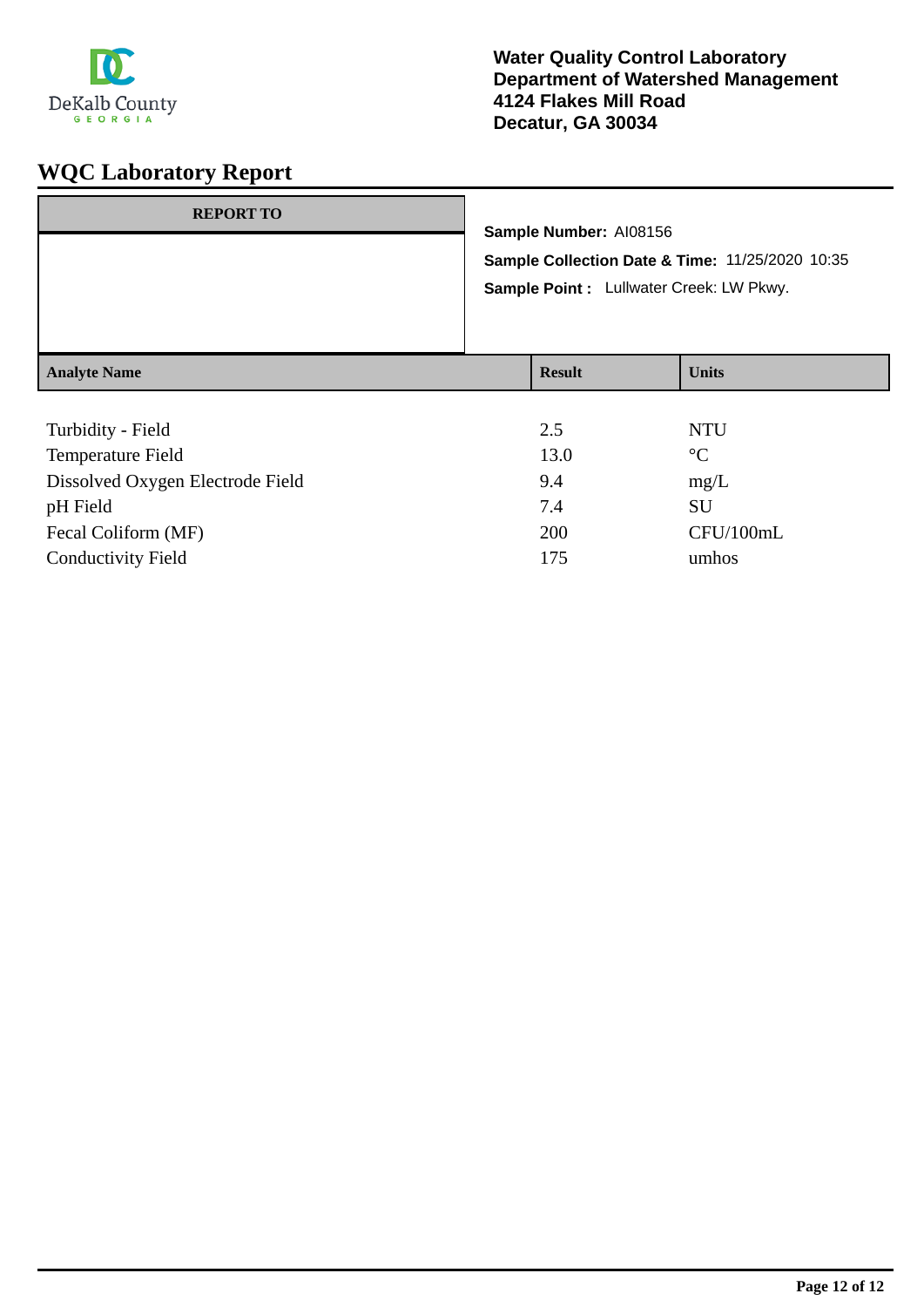Water Quality Control Laboratory
Department of Watershed Management
4124 Flakes Mill Road
Decatur, GA 30034

# WQC Laboratory Report

**REPORT TO**

**Sample Number:** AI08156

**Sample Collection Date & Time:** 11/25/2020 10:35

**Sample Point :** Lullwater Creek: LW Pkwy.

| Analyte Name | Result | Units |
|---|---|---|
| Turbidity - Field | 2.5 | NTU |
| Temperature Field | 13.0 | °C |
| Dissolved Oxygen Electrode Field | 9.4 | mg/L |
| pH Field | 7.4 | SU |
| Fecal Coliform (MF) | 200 | CFU/100mL |
| Conductivity Field | 175 | umhos |